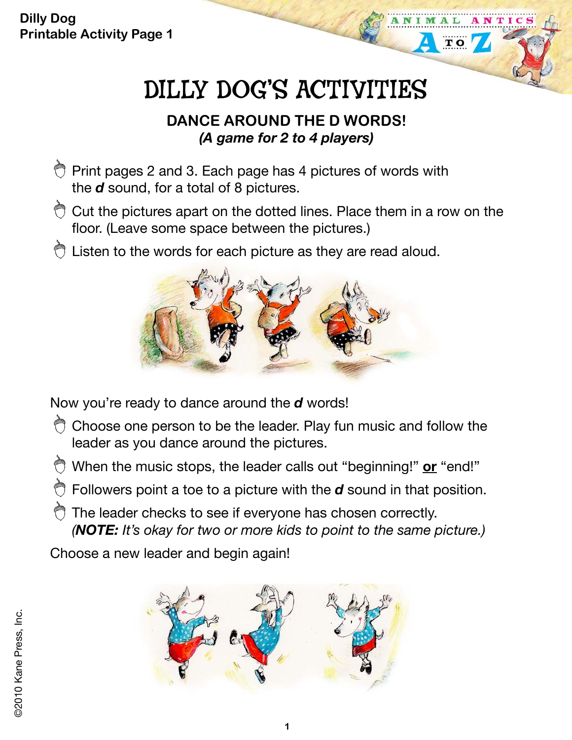Dilly Dog
Printable Activity Page 1

# DILLY DOG'S ACTIVITIES

## DANCE AROUND THE D WORDS!

***(A game for 2 to 4 players)***

- Print pages 2 and 3. Each page has 4 pictures of words with the ***d*** sound, for a total of 8 pictures.
- Cut the pictures apart on the dotted lines. Place them in a row on the floor. (Leave some space between the pictures.)
- Listen to the words for each picture as they are read aloud.

Now you're ready to dance around the ***d*** words!

- Choose one person to be the leader. Play fun music and follow the leader as you dance around the pictures.
- When the music stops, the leader calls out "beginning!" **or** "end!"
- Followers point a toe to a picture with the ***d*** sound in that position.
- The leader checks to see if everyone has chosen correctly. *(**NOTE:** It's okay for two or more kids to point to the same picture.)*

Choose a new leader and begin again!

©2010 Kane Press, Inc.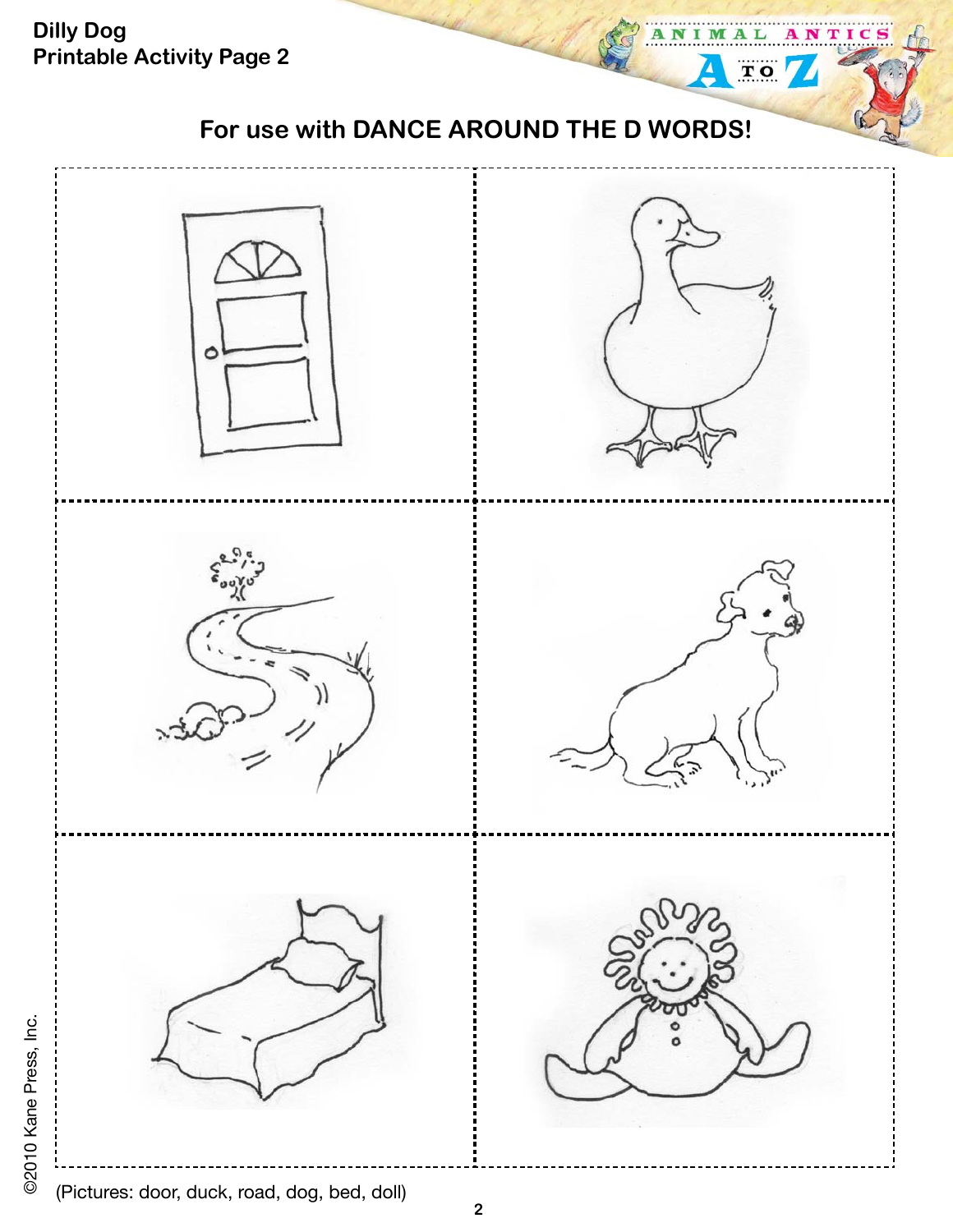**Dilly Dog**
**Printable Activity Page 2**

## For use with DANCE AROUND THE D WORDS!

(Pictures: door, duck, road, dog, bed, doll)

©2010 Kane Press, Inc.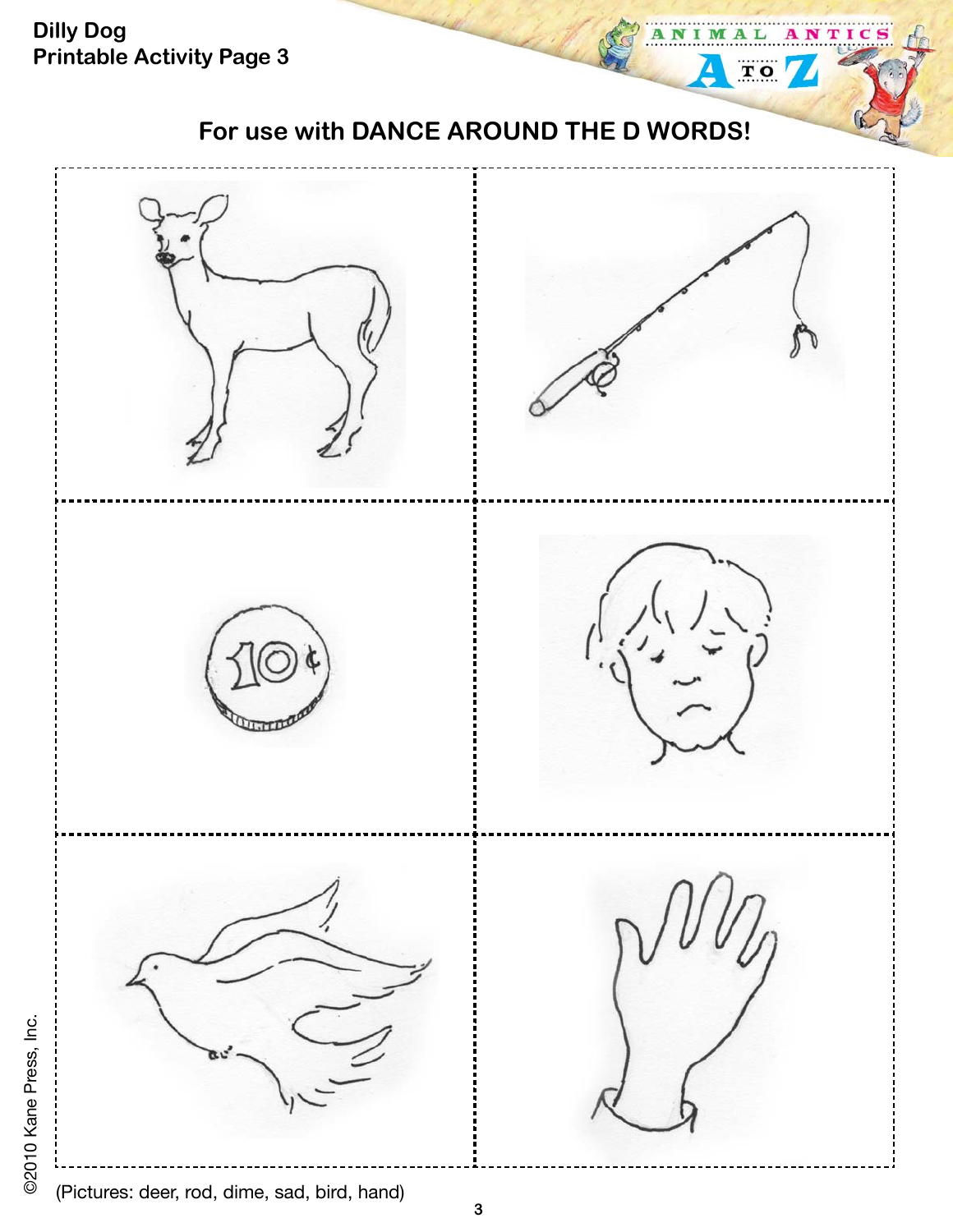Dilly Dog
Printable Activity Page 3

## For use with DANCE AROUND THE D WORDS!

(Pictures: deer, rod, dime, sad, bird, hand)

©2010 Kane Press, Inc.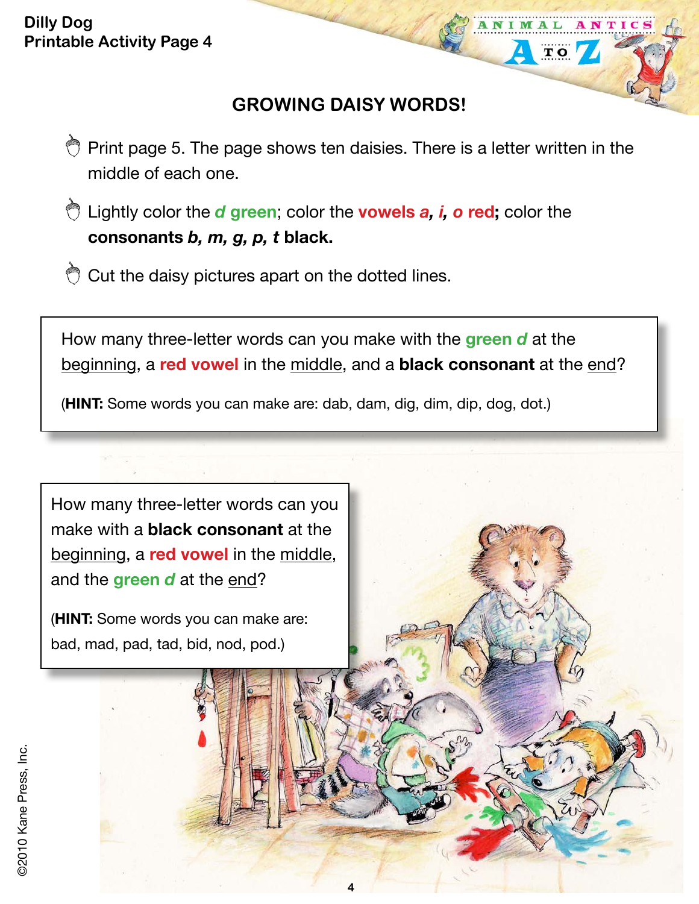Dilly Dog
Printable Activity Page 4

## GROWING DAISY WORDS!

- Print page 5. The page shows ten daisies. There is a letter written in the middle of each one.
- Lightly color the ***d* green**; color the **vowels *a, i, o* red;** color the **consonants *b, m, g, p, t* black.**
- Cut the daisy pictures apart on the dotted lines.

How many three-letter words can you make with the **green *d*** at the beginning, a **red vowel** in the middle, and a **black consonant** at the end?

(**HINT:** Some words you can make are: dab, dam, dig, dim, dip, dog, dot.)

How many three-letter words can you make with a **black consonant** at the beginning, a **red vowel** in the middle, and the **green *d*** at the end?

(**HINT:** Some words you can make are: bad, mad, pad, tad, bid, nod, pod.)

©2010 Kane Press, Inc.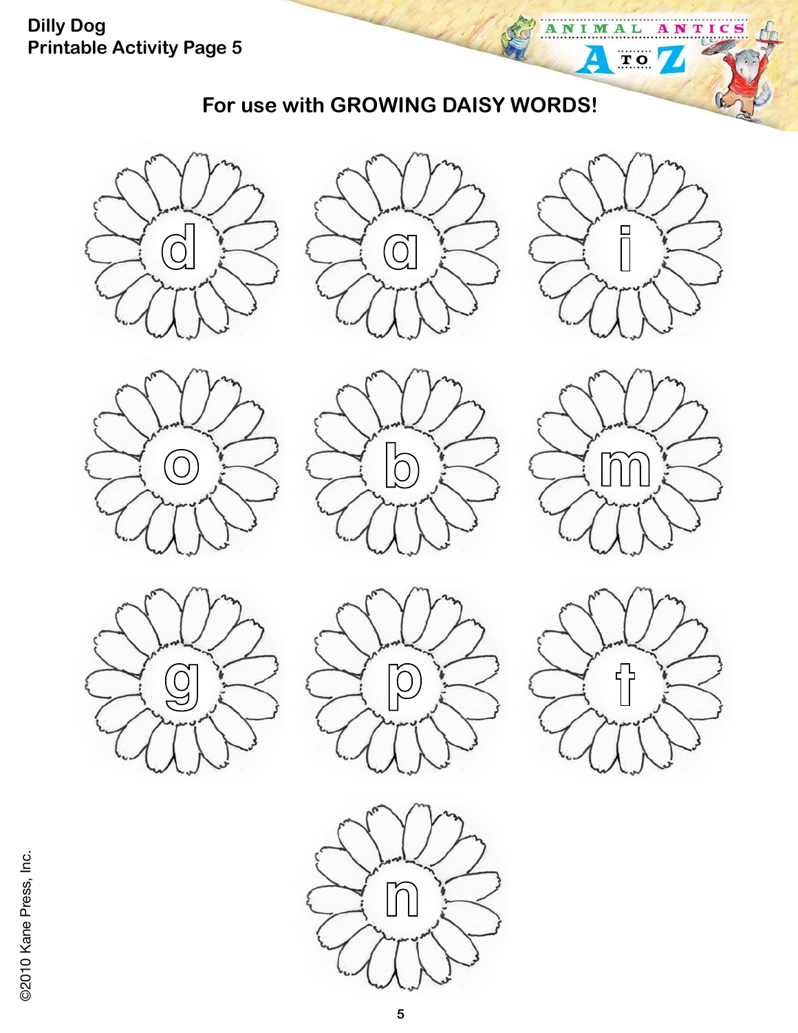Dilly Dog
Printable Activity Page 5

**For use with GROWING DAISY WORDS!**

d

a

i

o

b

m

g

p

t

n

©2010 Kane Press, Inc.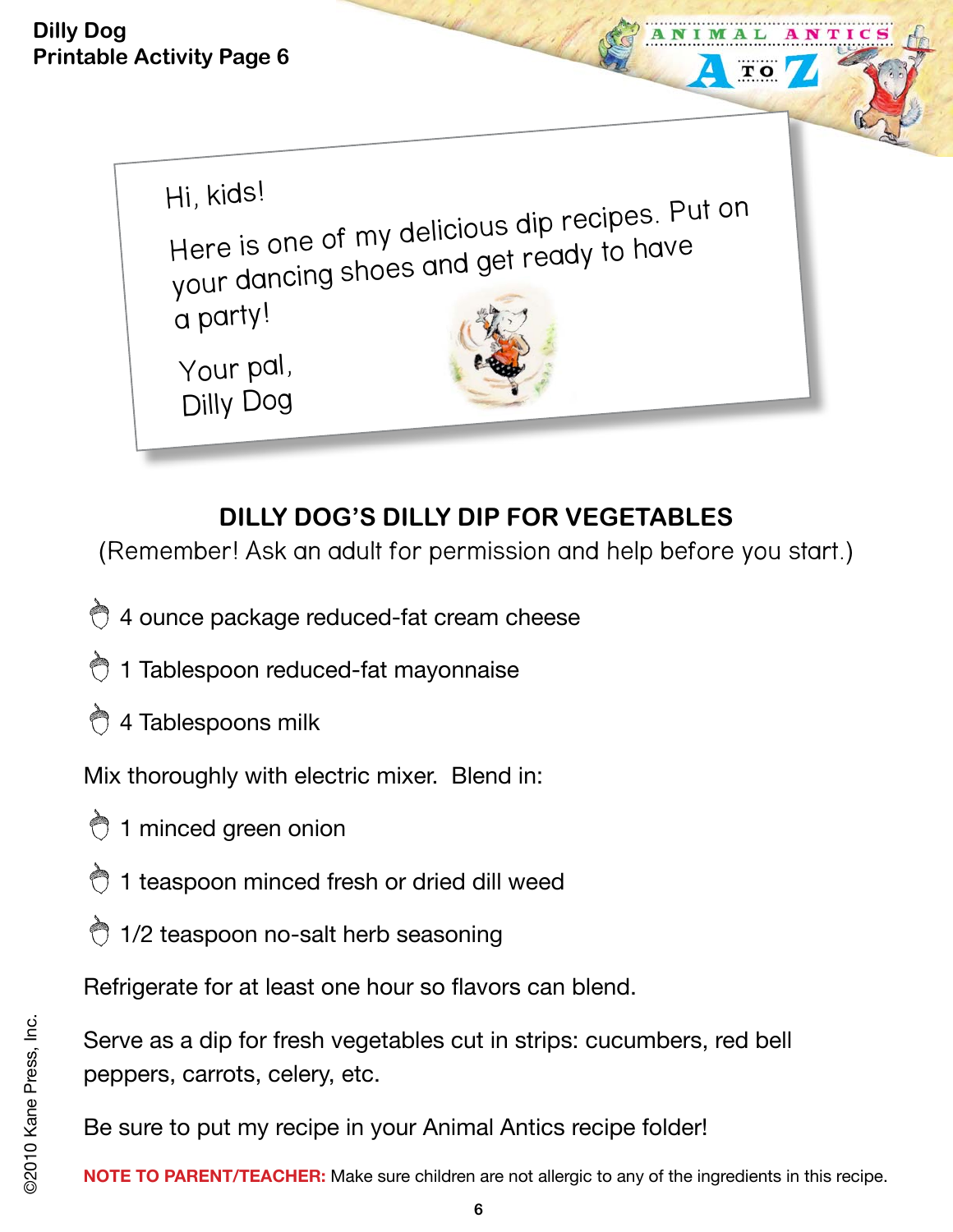Dilly Dog
Printable Activity Page 6

Hi, kids!

Here is one of my delicious dip recipes. Put on your dancing shoes and get ready to have a party!

Your pal,
Dilly Dog

## DILLY DOG'S DILLY DIP FOR VEGETABLES

(Remember! Ask an adult for permission and help before you start.)

- 4 ounce package reduced-fat cream cheese
- 1 Tablespoon reduced-fat mayonnaise
- 4 Tablespoons milk

Mix thoroughly with electric mixer. Blend in:

- 1 minced green onion
- 1 teaspoon minced fresh or dried dill weed
- 1/2 teaspoon no-salt herb seasoning

Refrigerate for at least one hour so flavors can blend.

Serve as a dip for fresh vegetables cut in strips: cucumbers, red bell peppers, carrots, celery, etc.

Be sure to put my recipe in your Animal Antics recipe folder!

**NOTE TO PARENT/TEACHER:** Make sure children are not allergic to any of the ingredients in this recipe.

©2010 Kane Press, Inc.